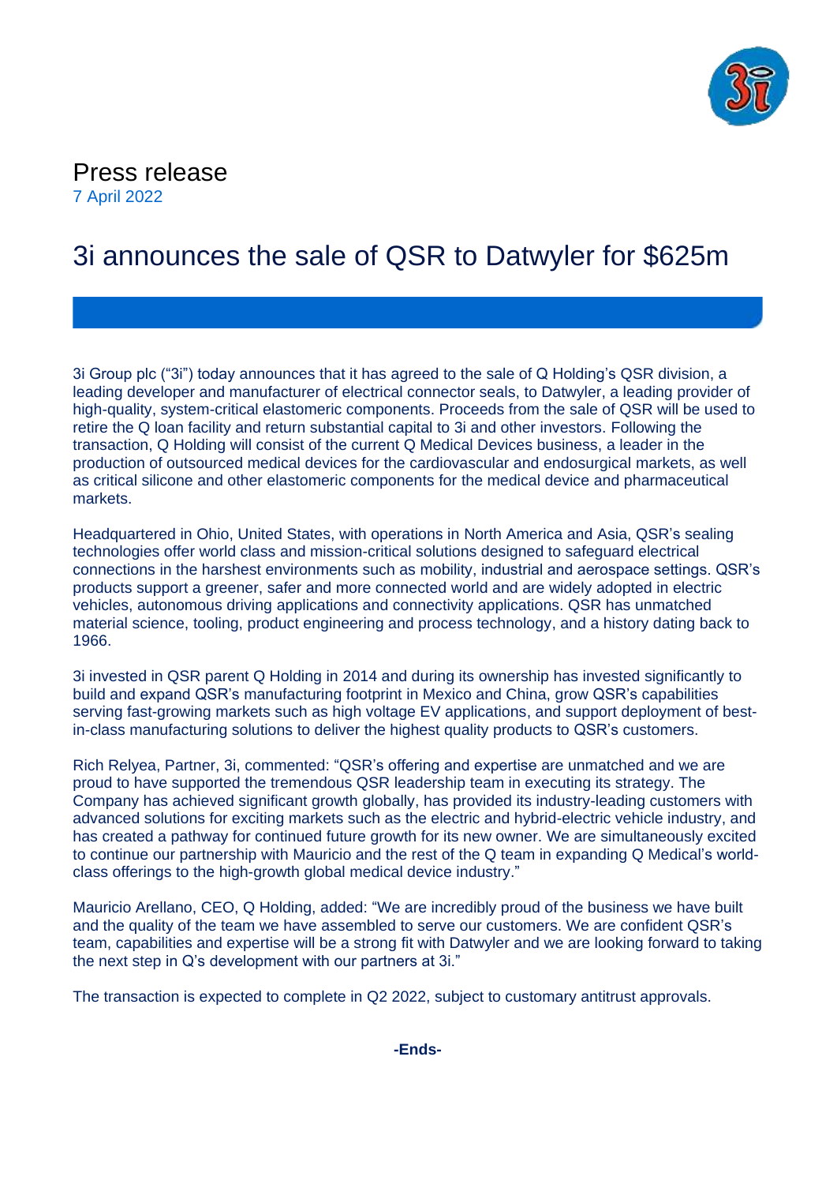# Press release

7 April 2022

## 3i announces the sale of QSR to Datwyler for $625m

3i Group plc ("3i") today announces that it has agreed to the sale of Q Holding's QSR division, a leading developer and manufacturer of electrical connector seals, to Datwyler, a leading provider of high-quality, system-critical elastomeric components. Proceeds from the sale of QSR will be used to retire the Q loan facility and return substantial capital to 3i and other investors. Following the transaction, Q Holding will consist of the current Q Medical Devices business, a leader in the production of outsourced medical devices for the cardiovascular and endosurgical markets, as well as critical silicone and other elastomeric components for the medical device and pharmaceutical markets.

Headquartered in Ohio, United States, with operations in North America and Asia, QSR's sealing technologies offer world class and mission-critical solutions designed to safeguard electrical connections in the harshest environments such as mobility, industrial and aerospace settings. QSR's products support a greener, safer and more connected world and are widely adopted in electric vehicles, autonomous driving applications and connectivity applications. QSR has unmatched material science, tooling, product engineering and process technology, and a history dating back to 1966.

3i invested in QSR parent Q Holding in 2014 and during its ownership has invested significantly to build and expand QSR's manufacturing footprint in Mexico and China, grow QSR's capabilities serving fast-growing markets such as high voltage EV applications, and support deployment of best-in-class manufacturing solutions to deliver the highest quality products to QSR's customers.

Rich Relyea, Partner, 3i, commented: "QSR's offering and expertise are unmatched and we are proud to have supported the tremendous QSR leadership team in executing its strategy. The Company has achieved significant growth globally, has provided its industry-leading customers with advanced solutions for exciting markets such as the electric and hybrid-electric vehicle industry, and has created a pathway for continued future growth for its new owner. We are simultaneously excited to continue our partnership with Mauricio and the rest of the Q team in expanding Q Medical's world-class offerings to the high-growth global medical device industry."

Mauricio Arellano, CEO, Q Holding, added: "We are incredibly proud of the business we have built and the quality of the team we have assembled to serve our customers. We are confident QSR's team, capabilities and expertise will be a strong fit with Datwyler and we are looking forward to taking the next step in Q's development with our partners at 3i."

The transaction is expected to complete in Q2 2022, subject to customary antitrust approvals.

**-Ends-**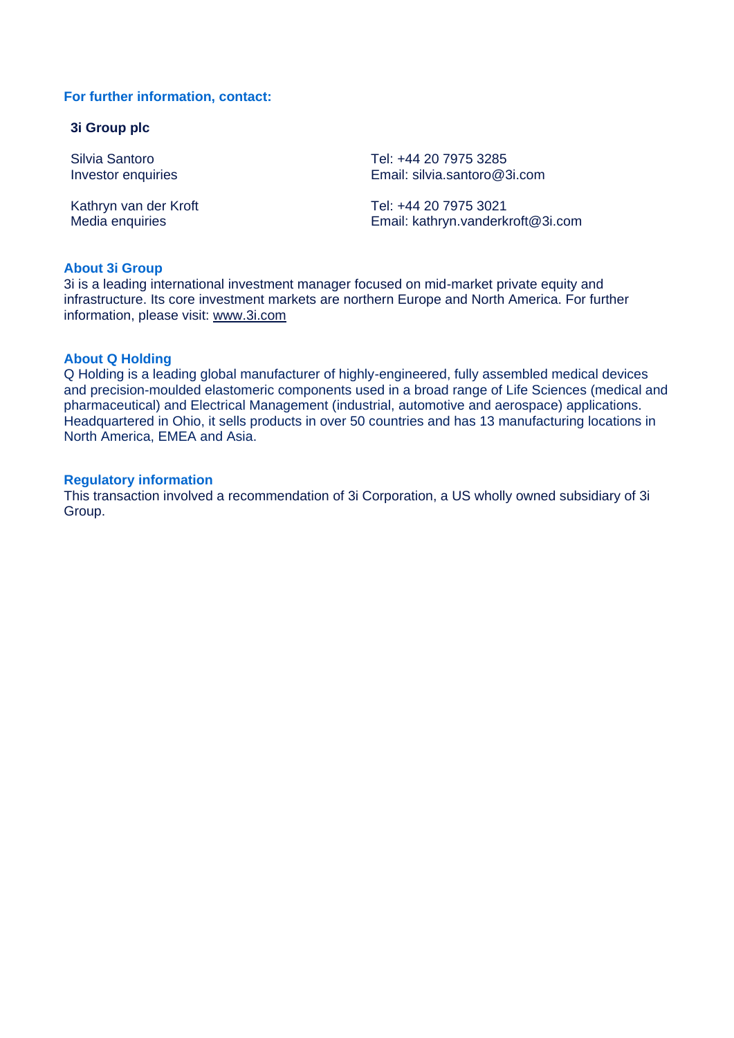**For further information, contact:**

**3i Group plc**

| | |
|---|---|
| Silvia Santoro<br>Investor enquiries | Tel: +44 20 7975 3285<br>Email: silvia.santoro@3i.com |
| Kathryn van der Kroft<br>Media enquiries | Tel: +44 20 7975 3021<br>Email: kathryn.vanderkroft@3i.com |

**About 3i Group**

3i is a leading international investment manager focused on mid-market private equity and infrastructure. Its core investment markets are northern Europe and North America. For further information, please visit: www.3i.com

**About Q Holding**

Q Holding is a leading global manufacturer of highly-engineered, fully assembled medical devices and precision-moulded elastomeric components used in a broad range of Life Sciences (medical and pharmaceutical) and Electrical Management (industrial, automotive and aerospace) applications. Headquartered in Ohio, it sells products in over 50 countries and has 13 manufacturing locations in North America, EMEA and Asia.

**Regulatory information**

This transaction involved a recommendation of 3i Corporation, a US wholly owned subsidiary of 3i Group.